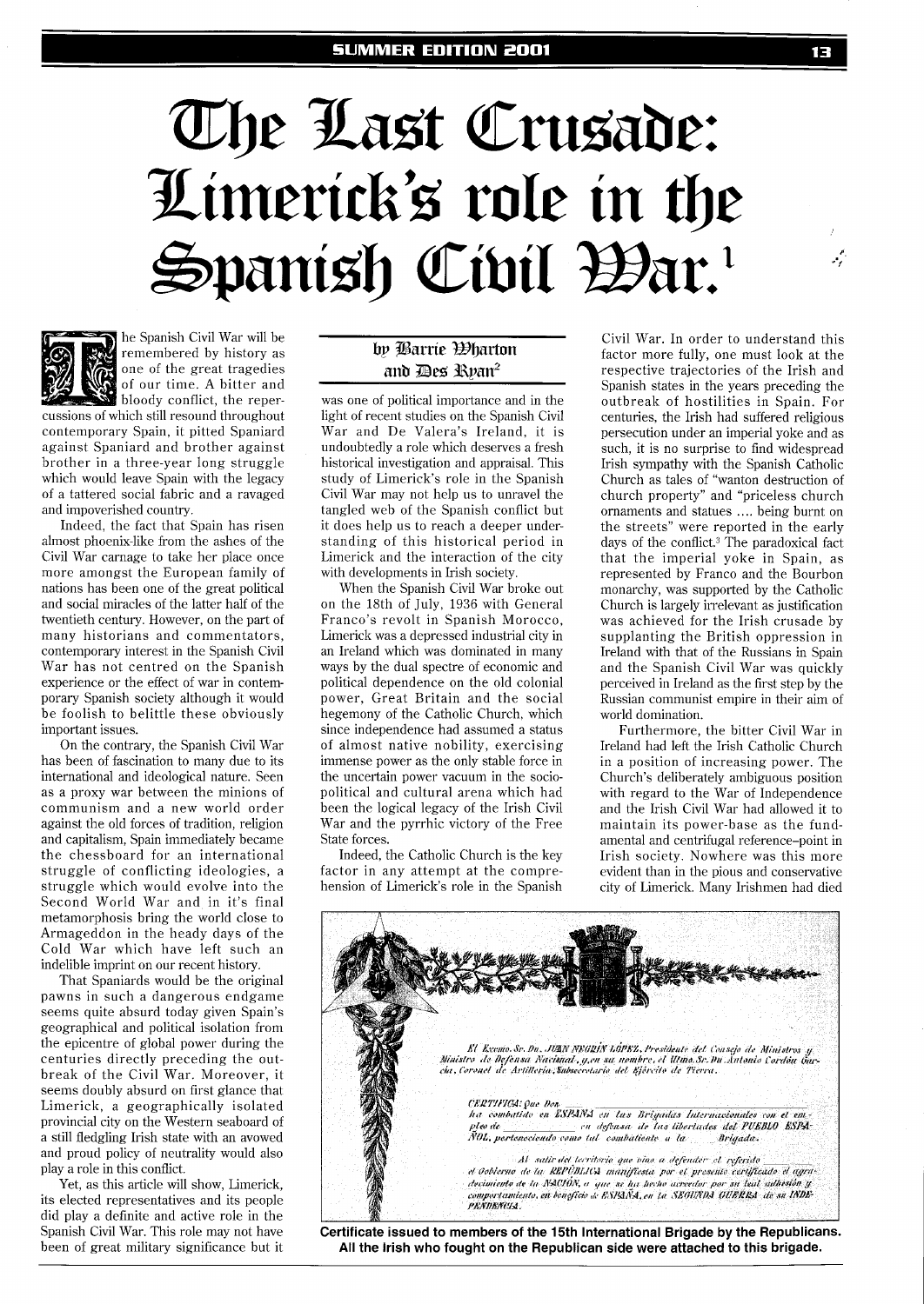# The Last Crusade: Limerick's role in the Spanish Civil War.[1]

by Barrie Wharton and Des Ryan[2]

The Spanish Civil War will be remembered by history as one of the great tragedies of our time. A bitter and bloody conflict, the repercussions of which still resound throughout contemporary Spain, it pitted Spaniard against Spaniard and brother against brother in a three-year long struggle which would leave Spain with the legacy of a tattered social fabric and a ravaged and impoverished country.

Indeed, the fact that Spain has risen almost phoenix-like from the ashes of the Civil War carnage to take her place once more amongst the European family of nations has been one of the great political and social miracles of the latter half of the twentieth century. However, on the part of many historians and commentators, contemporary interest in the Spanish Civil War has not centred on the Spanish experience or the effect of war in contemporary Spanish society although it would be foolish to belittle these obviously important issues.

On the contrary, the Spanish Civil War has been of fascination to many due to its international and ideological nature. Seen as a proxy war between the minions of communism and a new world order against the old forces of tradition, religion and capitalism, Spain immediately became the chessboard for an international struggle of conflicting ideologies, a struggle which would evolve into the Second World War and in it's final metamorphosis bring the world close to Armageddon in the heady days of the Cold War which have left such an indelible imprint on our recent history.

That Spaniards would be the original pawns in such a dangerous endgame seems quite absurd today given Spain's geographical and political isolation from the epicentre of global power during the centuries directly preceding the outbreak of the Civil War. Moreover, it seems doubly absurd on first glance that Limerick, a geographically isolated provincial city on the Western seaboard of a still fledgling Irish state with an avowed and proud policy of neutrality would also play a role in this conflict.

Yet, as this article will show, Limerick, its elected representatives and its people did play a definite and active role in the Spanish Civil War. This role may not have been of great military significance but it was one of political importance and in the light of recent studies on the Spanish Civil War and De Valera's Ireland, it is undoubtedly a role which deserves a fresh historical investigation and appraisal. This study of Limerick's role in the Spanish Civil War may not help us to unravel the tangled web of the Spanish conflict but it does help us to reach a deeper understanding of this historical period in Limerick and the interaction of the city with developments in Irish society.

When the Spanish Civil War broke out on the 18th of July, 1936 with General Franco's revolt in Spanish Morocco, Limerick was a depressed industrial city in an Ireland which was dominated in many ways by the dual spectre of economic and political dependence on the old colonial power, Great Britain and the social hegemony of the Catholic Church, which since independence had assumed a status of almost native nobility, exercising immense power as the only stable force in the uncertain power vacuum in the socio-political and cultural arena which had been the logical legacy of the Irish Civil War and the pyrrhic victory of the Free State forces.

Indeed, the Catholic Church is the key factor in any attempt at the comprehension of Limerick's role in the Spanish Civil War. In order to understand this factor more fully, one must look at the respective trajectories of the Irish and Spanish states in the years preceding the outbreak of hostilities in Spain. For centuries, the Irish had suffered religious persecution under an imperial yoke and as such, it is no surprise to find widespread Irish sympathy with the Spanish Catholic Church as tales of "wanton destruction of church property" and "priceless church ornaments and statues .... being burnt on the streets" were reported in the early days of the conflict.[3] The paradoxical fact that the imperial yoke in Spain, as represented by Franco and the Bourbon monarchy, was supported by the Catholic Church is largely irrelevant as justification was achieved for the Irish crusade by supplanting the British oppression in Ireland with that of the Russians in Spain and the Spanish Civil War was quickly perceived in Ireland as the first step by the Russian communist empire in their aim of world domination.

Furthermore, the bitter Civil War in Ireland had left the Irish Catholic Church in a position of increasing power. The Church's deliberately ambiguous position with regard to the War of Independence and the Irish Civil War had allowed it to maintain its power-base as the fundamental and centrifugal reference-point in Irish society. Nowhere was this more evident than in the pious and conservative city of Limerick. Many Irishmen had died

El Excmo. Sr. Dn. JUAN NEGRÍN LÓPEZ, Presidente del Consejo de Ministros y Ministro de Defensa Nacional, y, en su nombre, el Ilmo. Sr. Dn. Antonio Cordón García, Coronel de Artillería, Subsecretario del Ejército de Tierra.

CERTIFICA: Que Don \_\_\_\_\_ ha combatido en ESPAÑA en las Brigadas Internacionales con el empleo de \_\_\_\_\_ en defensa de las libertades del PUEBLO ESPAÑOL, perteneciendo como tal combatiente a la \_\_\_\_\_ Brigada.

Al salir del territorio que vino a defender el referido \_\_\_\_\_ el Gobierno de la REPÚBLICA manifiesta por el presente certificado el agradecimiento de la NACIÓN, a que se ha hecho acreedor por su leal adhesión y comportamiento, en beneficio de ESPAÑA, en la SEGUNDA GUERRA de su INDEPENDENCIA.

**Certificate issued to members of the 15th International Brigade by the Republicans. All the Irish who fought on the Republican side were attached to this brigade.**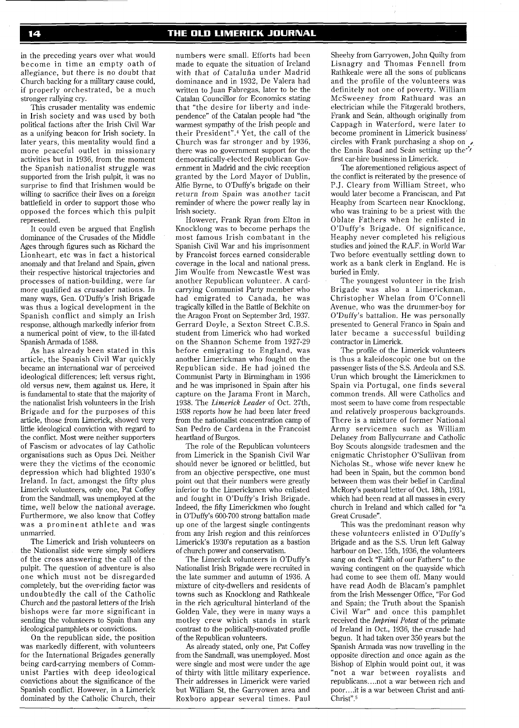in the preceding years over what would become in time an empty oath of allegiance, but there is no doubt that Church backing for a military cause could, if properly orchestrated, be a much stronger rallying cry.

This crusader mentality was endemic in Irish society and was used by both political factions after the Irish Civil War as a unifying beacon for Irish society. In later years, this mentality would find a more peaceful outlet in missionary activities but in 1936, from the moment the Spanish nationalist struggle was supported from the Irish pulpit, it was no surprise to find that Irishmen would be willing to sacrifice their lives on a foreign battlefield in order to support those who opposed the forces which this pulpit represented.

It could even be argued that English dominance of the Crusades of the Middle Ages through figures such as Richard the Lionheart, etc was in fact a historical anomaly and that Ireland and Spain, given their respective historical trajectories and processes of nation-building, were far more qualified as crusader nations. In many ways, Gen. O'Duffy's Irish Brigade was thus a logical development in the Spanish conflict and simply an Irish response, although markedly inferior from a numerical point of view, to the ill-fated Spanish Armada of 1588.

As has already been stated in this article, the Spanish Civil War quickly became an international war of perceived ideological differences; left versus right, old versus new, them against us. Here, it is fundamental to state that the majority of the nationalist Irish volunteers in the Irish Brigade and for the purposes of this article, those from Limerick, showed very little ideological conviction with regard to the conflict. Most were neither supporters of Fascism or advocates of lay Catholic organisations such as Opus Dei. Neither were they the victims of the economic depression which had blighted 1930's Ireland. In fact, amongst the fifty plus Limerick volunteers, only one, Pat Coffey from the Sandmall, was unemployed at the time, well below the national average. Furthermore, we also know that Coffey was a prominent athlete and was unmarried.

The Limerick and Irish volunteers on the Nationalist side were simply soldiers of the cross answering the call of the pulpit. The question of adventure is also one which must not be disregarded completely, but the over-riding factor was undoubtedly the call of the Catholic Church and the pastoral letters of the Irish bishops were far more significant in sending the volunteers to Spain than any ideological pamphlets or convictions.

On the republican side, the position was markedly different, with volunteers for the International Brigades generally being card-carrying members of Communist Parties with deep ideological convictions about the significance of the Spanish conflict. However, in a Limerick dominated by the Catholic Church, their numbers were small. Efforts had been made to equate the situation of Ireland with that of Cataluña under Madrid dominance and in 1932, De Valera had written to Juan Fabregas, later to be the Catalan Councillor for Economics stating that "the desire for liberty and independence" of the Catalan people had "the warmest sympathy of the Irish people and their President".[4] Yet, the call of the Church was far stronger and by 1936, there was no government support for the democratically-elected Republican Government in Madrid and the civic reception granted by the Lord Mayor of Dublin, Alfie Byrne, to O'Duffy's brigade on their return from Spain was another tacit reminder of where the power really lay in Irish society.

However, Frank Ryan from Elton in Knocklong was to become perhaps the most famous Irish combatant in the Spanish Civil War and his imprisonment by Francoist forces earned considerable coverage in the local and national press. Jim Woulfe from Newcastle West was another Republican volunteer. A card-carrying Communist Party member who had emigrated to Canada, he was tragically killed in the Battle of Belchite on the Aragon Front on September 3rd, 1937. Gerrard Doyle, a Sexton Street C.B.S. student from Limerick who had worked on the Shannon Scheme from 1927-29 before emigrating to England, was another Limerickman who fought on the Republican side. He had joined the Communist Party in Birmingham in 1936 and he was imprisoned in Spain after his capture on the Jarama Front in March, 1938. The *Limerick Leader* of Oct. 27th, 1938 reports how he had been later freed from the nationalist concentration camp of San Pedro de Cardena in the Francoist heartland of Burgos.

The role of the Republican volunteers from Limerick in the Spanish Civil War should never be ignored or belittled, but from an objective perspective, one must point out that their numbers were greatly inferior to the Limerickmen who enlisted and fought in O'Duffy's Irish Brigade. Indeed, the fifty Limerickmen who fought in O'Duffy's 600-700 strong battalion made up one of the largest single contingents from any Irish region and this reinforces Limerick's 1930's reputation as a bastion of church power and conservatism.

The Limerick volunteers in O'Duffy's Nationalist Irish Brigade were recruited in the late summer and autumn of 1936. A mixture of city-dwellers and residents of towns such as Knocklong and Rathkeale in the rich agricultural hinterland of the Golden Vale, they were in many ways a motley crew which stands in stark contrast to the politically-motivated profile of the Republican volunteers.

As already stated, only one, Pat Coffey from the Sandmall, was unemployed. Most were single and most were under the age of thirty with little military experience. Their addresses in Limerick were varied but William St, the Garryowen area and Roxboro appear several times. Paul Sheehy from Garryowen, John Quilty from Lisnagry and Thomas Fennell from Rathkeale were all the sons of publicans and the profile of the volunteers was definitely not one of poverty. William McSweeney from Rathuard was an electrician while the Fitzgerald brothers, Frank and Seán, although originally from Cappagh in Waterford, were later to become prominent in Limerick business circles with Frank purchasing a shop on the Ennis Road and Seán setting up the first car-hire business in Limerick.

The aforementioned religious aspect of the conflict is reiterated by the presence of P.J. Cleary from William Street, who would later become a Franciscan, and Pat Heaphy from Scarteen near Knocklong, who was training to be a priest with the Oblate Fathers when he enlisted in O'Duffy's Brigade. Of significance, Heaphy never completed his religious studies and joined the R.A.F. in World War Two before eventually settling down to work as a bank clerk in England. He is buried in Emly.

The youngest volunteer in the Irish Brigade was also a Limerickman, Christopher Whelan from O'Connell Avenue, who was the drummer-boy for O'Duffy's battalion. He was personally presented to General Franco in Spain and later became a successful building contractor in Limerick.

The profile of the Limerick volunteers is thus a kaleidoscopic one but on the passenger lists of the S.S. Ardeola and S.S. Urun which brought the Limerickmen to Spain via Portugal, one finds several common trends. All were Catholics and most seem to have come from respectable and relatively prosperous backgrounds. There is a mixture of former National Army servicemen such as William Delaney from Ballycurrane and Catholic Boy Scouts alongside tradesmen and the enigmatic Christopher O'Sullivan from Nicholas St., whose wife never knew he had been in Spain, but the common bond between them was their belief in Cardinal McRory's pastoral letter of Oct. 18th, 1931, which had been read at all masses in every church in Ireland and which called for "a Great Crusade".

This was the predominant reason why these volunteers enlisted in O'Duffy's Brigade and as the S.S. Urun left Galway harbour on Dec. 15th, 1936, the volunteers sang on deck "Faith of our Fathers" to the waving contingent on the quayside which had come to see them off. Many would have read Aodh de Blacam's pamphlet from the Irish Messenger Office, "For God and Spain; the Truth about the Spanish Civil War" and once this pamphlet received the *Imprimi Potest* of the primate of Ireland in Oct., 1936, the crusade had begun. It had taken over 350 years but the Spanish Armada was now travelling in the opposite direction and once again as the Bishop of Elphin would point out, it was "not a war between royalists and republicans....not a war between rich and poor....it is a war between Christ and anti-Christ".[5]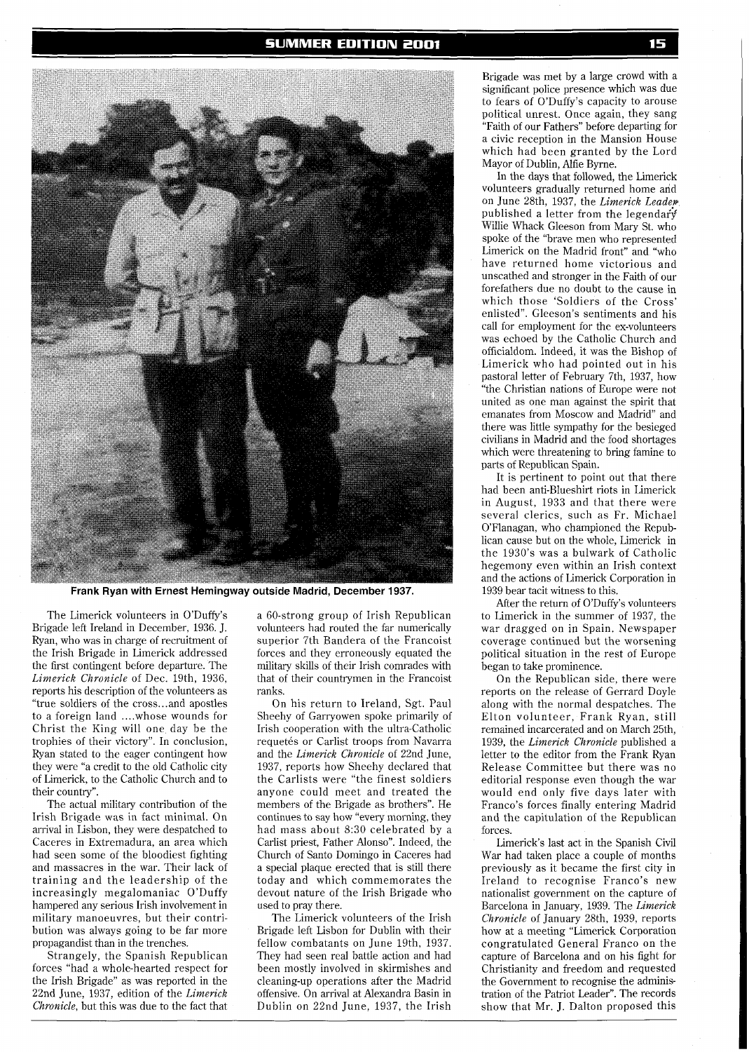Frank Ryan with Ernest Hemingway outside Madrid, December 1937.

The Limerick volunteers in O'Duffy's Brigade left Ireland in December, 1936. J. Ryan, who was in charge of recruitment of the Irish Brigade in Limerick addressed the first contingent before departure. The *Limerick Chronicle* of Dec. 19th, 1936, reports his description of the volunteers as "true soldiers of the cross...and apostles to a foreign land ....whose wounds for Christ the King will one day be the trophies of their victory". In conclusion, Ryan stated to the eager contingent how they were "a credit to the old Catholic city of Limerick, to the Catholic Church and to their country".

The actual military contribution of the Irish Brigade was in fact minimal. On arrival in Lisbon, they were despatched to Caceres in Extremadura, an area which had seen some of the bloodiest fighting and massacres in the war. Their lack of training and the leadership of the increasingly megalomaniac O'Duffy hampered any serious Irish involvement in military manoeuvres, but their contribution was always going to be far more propagandist than in the trenches.

Strangely, the Spanish Republican forces "had a whole-hearted respect for the Irish Brigade" as was reported in the 22nd June, 1937, edition of the *Limerick Chronicle*, but this was due to the fact that a 60-strong group of Irish Republican volunteers had routed the far numerically superior 7th Bandera of the Francoist forces and they erroneously equated the military skills of their Irish comrades with that of their countrymen in the Francoist ranks.

On his return to Ireland, Sgt. Paul Sheehy of Garryowen spoke primarily of Irish cooperation with the ultra-Catholic requetés or Carlist troops from Navarra and the *Limerick Chronicle* of 22nd June, 1937, reports how Sheehy declared that the Carlists were "the finest soldiers anyone could meet and treated the members of the Brigade as brothers". He continues to say how "every morning, they had mass about 8:30 celebrated by a Carlist priest, Father Alonso". Indeed, the Church of Santo Domingo in Caceres had a special plaque erected that is still there today and which commemorates the devout nature of the Irish Brigade who used to pray there.

The Limerick volunteers of the Irish Brigade left Lisbon for Dublin with their fellow combatants on June 19th, 1937. They had seen real battle action and had been mostly involved in skirmishes and cleaning-up operations after the Madrid offensive. On arrival at Alexandra Basin in Dublin on 22nd June, 1937, the Irish Brigade was met by a large crowd with a significant police presence which was due to fears of O'Duffy's capacity to arouse political unrest. Once again, they sang "Faith of our Fathers" before departing for a civic reception in the Mansion House which had been granted by the Lord Mayor of Dublin, Alfie Byrne.

In the days that followed, the Limerick volunteers gradually returned home and on June 28th, 1937, the *Limerick Leader* published a letter from the legendary Willie Whack Gleeson from Mary St. who spoke of the "brave men who represented Limerick on the Madrid front" and "who have returned home victorious and unscathed and stronger in the Faith of our forefathers due no doubt to the cause in which those 'Soldiers of the Cross' enlisted". Gleeson's sentiments and his call for employment for the ex-volunteers was echoed by the Catholic Church and officialdom. Indeed, it was the Bishop of Limerick who had pointed out in his pastoral letter of February 7th, 1937, how "the Christian nations of Europe were not united as one man against the spirit that emanates from Moscow and Madrid" and there was little sympathy for the besieged civilians in Madrid and the food shortages which were threatening to bring famine to parts of Republican Spain.

It is pertinent to point out that there had been anti-Blueshirt riots in Limerick in August, 1933 and that there were several clerics, such as Fr. Michael O'Flanagan, who championed the Republican cause but on the whole, Limerick in the 1930's was a bulwark of Catholic hegemony even within an Irish context and the actions of Limerick Corporation in 1939 bear tacit witness to this.

After the return of O'Duffy's volunteers to Limerick in the summer of 1937, the war dragged on in Spain. Newspaper coverage continued but the worsening political situation in the rest of Europe began to take prominence.

On the Republican side, there were reports on the release of Gerrard Doyle along with the normal despatches. The Elton volunteer, Frank Ryan, still remained incarcerated and on March 25th, 1939, the *Limerick Chronicle* published a letter to the editor from the Frank Ryan Release Committee but there was no editorial response even though the war would end only five days later with Franco's forces finally entering Madrid and the capitulation of the Republican forces.

Limerick's last act in the Spanish Civil War had taken place a couple of months previously as it became the first city in Ireland to recognise Franco's new nationalist government on the capture of Barcelona in January, 1939. The *Limerick Chronicle* of January 28th, 1939, reports how at a meeting "Limerick Corporation congratulated General Franco on the capture of Barcelona and on his fight for Christianity and freedom and requested the Government to recognise the administration of the Patriot Leader". The records show that Mr. J. Dalton proposed this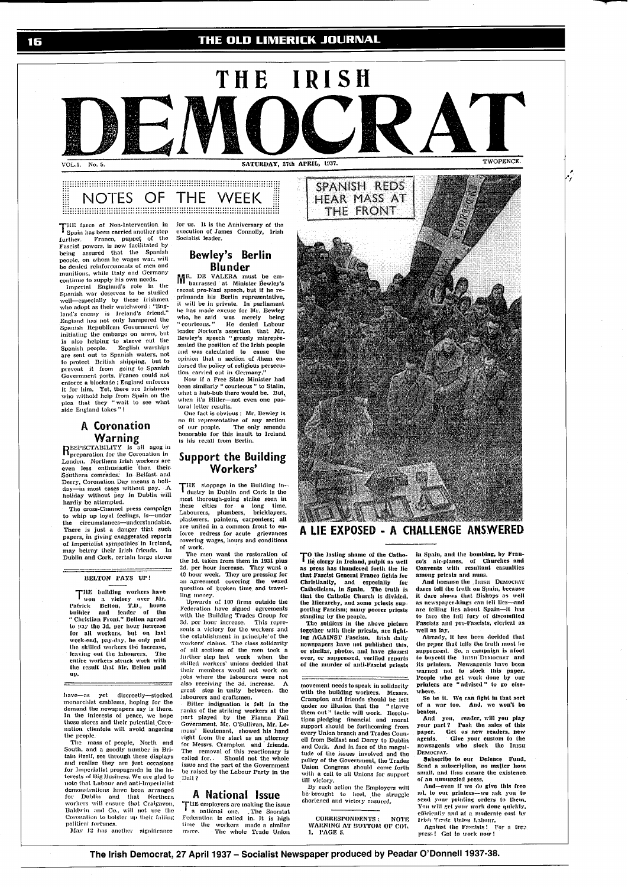# THE IRISH DEMOCRAT

VOL. 1. No. 5. SATURDAY, 27th APRIL, 1937. TWOPENCE.

## NOTES OF THE WEEK

THE farce of Non-Intervention in Spain has been carried another step further. Franco, puppet of the Fascist powers, is now facilitated by being assured that the Spanish people, on whom he wages war, will be denied reinforcements of men and munitions, while Italy and Germany continue to supply his own needs.

Imperial England's role in the Spanish war deserves to be studied well—especially by those Irishmen who adopt as their watchword : "England's enemy is Ireland's friend." England has not only hampered the Spanish Republican Government by initiating the embargo on arms, but is also helping to starve out the Spanish people. English warships are sent out to Spanish waters, not to protect British shipping, but to prevent it from going to Spanish Government ports. Franco could not enforce a blockade; England enforces it for him. Yet, there are Irishmen who withold help from Spain on the plea that they "wait to see what side England takes"!

### A Coronation Warning

RESPECTABILITY is all agog in preparation for the Coronation in London. Northern Irish workers are even less enthusiastic than their Southern comrades. In Belfast and Derry, Coronation Day means a holiday—in most cases without pay. A holiday without pay in Dublin will hardly be attempted.

The cross-Channel press campaign to whip up loyal feelings, is—under the circumstances—understandable. There is just a danger that such papers, in giving exaggerated reports of Imperialist sympathies in Ireland, may betray their Irish friends. In Dublin and Cork, certain large stores have—as yet discreetly—stocked monarchist emblems, hoping for the demand the newspapers say is there. In the interests of peace, we hope these stores and their potential Coronation clientele will avoid angering the people.

The mass of people, North and South, and a goodly number in Britain itself, see through these displays and realise they are just occasions for Imperialist propaganda in the interests of Big Business. We are glad to note that Labour and anti-Imperialist demonstrations have been arranged for Dublin and that Northern workers will ensure that Craigavon, Baldwin and Co., will not use the Coronation to bolster up their failing political fortunes.

May 12 has another significance for us. It is the Anniversary of the execution of James Connolly, Irish Socialist leader.

#### BELTON PAYS UP!

THE building workers have won a victory over Mr. Patrick Belton, T.D., house builder and leader of the "Christian Front." Belton agreed to pay the 3d. per hour increase for all workers, but on last week-end, pay-day, he only paid the skilled workers the increase, leaving out the labourers. The entire workers struck work with the result that Mr. Belton paid up.

### Bewley's Berlin Blunder

MR. DE VALERA must be embarrassed at Minister Bewley's recent pro-Nazi speech, but if he reprimands his Berlin representative, it will be in private. In parliament he has made excuse for Mr. Bewley who, he said was merely being "courteous." He denied Labour leader Norton's assertion that Mr. Bewley's speech "grossly misrepresented the position of the Irish people and was calculated to cause the opinion that a section of them endorsed the policy of religious persecution carried out in Germany."

Now if a Free State Minister had been similarly "courteous" to Stalin, what a hub-bub there would be. But, when it's Hitler—not even one pastoral letter results.

One fact is obvious: Mr. Bewley is no fit representative of any section of our people. The only amende honorable for this insult to Ireland is his recall from Berlin.

### Support the Building Workers'

THE stoppage in the Building industry in Dublin and Cork is the most thorough-going strike seen in these cities for a long time. Labourers, plumbers, bricklayers, plasterers, painters, carpenters; all are united in a common front to enforce redress for acute grievances covering wages, hours and conditions of work.

The men want the restoration of the 1d. taken from them in 1931 plus 2d. per hour increase. They want a 40 hour week. They are pressing for an agreement covering the vexed question of broken time and travelling money.

Upwards of 100 firms outside the Federation have signed agreements with the Building Trades Group for 3d. per hour increase. This represents a victory for the workers and the establishment in principle of the workers' claims. The class solidarity of all sections of the men took a further step last week when the skilled workers' unions decided that their members would not work on jobs where the labourers were not also receiving the 3d. increase. A great step in unity between the labourers and craftsmen.

Bitter indignation is felt in the ranks of the striking workers at the part played by the Fianna Fail Government. Mr. O'Sullivan, Mr. Lemass' lieutenant, showed his hand right from the start as an attorney for Messrs. Crampton and friends. The removal of this reactionary is called for. Should not the whole issue and the part of the Government be raised by the Labour Party in the Dail?

### A National Issue

THE employers are making the issue a national one. The Saorstat Federation is called in. It is high time the workers made a similar move. The whole Trade Union movement needs to speak in solidarity with the building workers. Messrs. Crampton and friends should be left under no illusion that the "starve them out" tactic will work. Resolutions pledging financial and moral support should be forthcoming from every Union branch and Trades Council from Belfast and Derry to Dublin and Cork. And in face of the magnitude of the issues involved and the policy of the Government, the Trades Union Congress should come forth with a call to all Unions for support till victory.

By such action the Employers will be brought to heel, the struggle shortened and victory ensured.

CORRESPONDENTS: NOTE WARNING AT BOTTOM OF COL. 1, PAGE 5.

SPANISH REDS HEAR MASS AT THE FRONT

## A LIE EXPOSED - A CHALLENGE ANSWERED

TO the lasting shame of the Catholic clergy in Ireland, pulpit as well as press has thundered forth the lie that Fascist General Franco fights for Christianity, and especially for Catholicism, in Spain. The truth is that the Catholic Church is divided, the Hierarchy, and some priests supporting Fascism; many poorer priests standing by the people.

The soldiers in the above picture together with their priests, are fighting AGAINST Fascism. Irish daily newspapers have not published this, or similar, photos, and have glossed over, or suppressed, verified reports of the murder of anti-Fascist priests in Spain, and the bombing, by Franco's air-planes, of Churches and Convents with resultant casualties among priests and nuns.

And because the IRISH DEMOCRAT dares tell the truth on Spain, because it dare shows that Bishops as well as newspaper-kings can tell lies—and are telling lies about Spain—it has to face the full fury of discomfited Fascists and pro-Fascists, clerical as well as lay.

Already, it has been decided that the paper that tells the truth must be suppressed. So, a campaign is afoot to boycott the IRISH DEMOCRAT and its printers. Newsagents have been warned not to stock this paper. People who get work done by our printers are "advised" to go elsewhere.

So be it. We can fight in that sort of a war too. And, we won't be beaten.

And you, reader, will you play your part? Push the sales of this paper. Get us new readers, new agents. Give your custom to the newsagents who stock the IRISH DEMOCRAT.

**Subscribe to our Defence Fund.** Send a subscription, no matter how small, and thus ensure the existence of an unmuzzled press.

And—even if we do give this free ad. to our printers—we ask you to send your printing orders to them. You will get your work done quickly, efficiently and at a moderate cost by Irish Trade Union Labour.

Against the Fascists! For a free press! Get to work now!

The Irish Democrat, 27 April 1937 – Socialist Newspaper produced by Peadar O'Donnell 1937-38.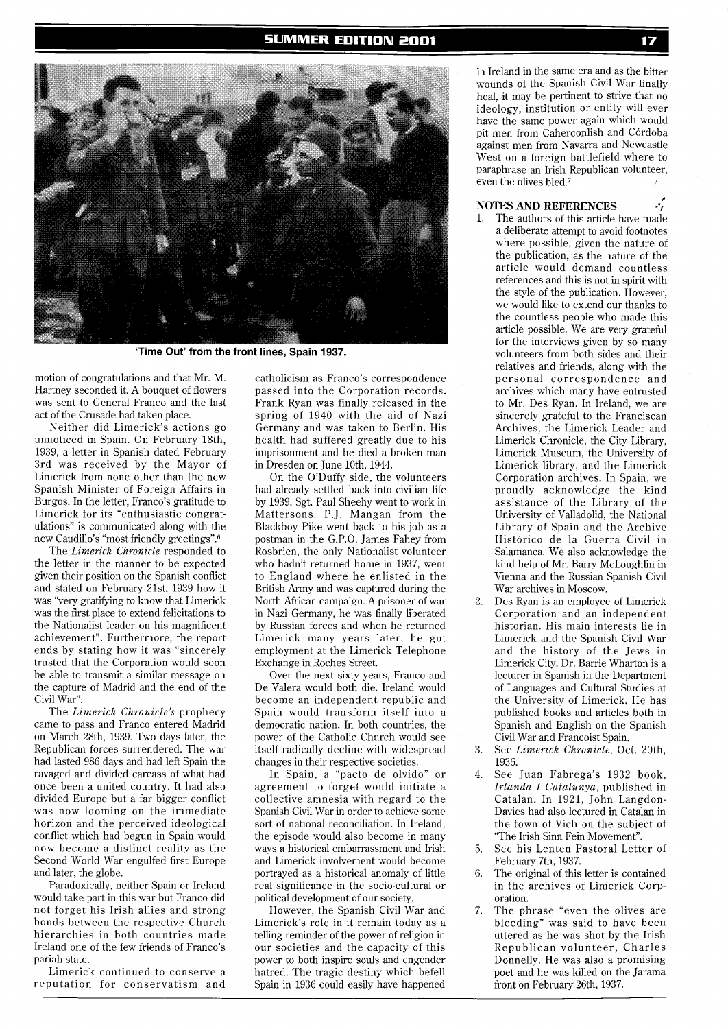'Time Out' from the front lines, Spain 1937.

motion of congratulations and that Mr. M. Hartney seconded it. A bouquet of flowers was sent to General Franco and the last act of the Crusade had taken place.

Neither did Limerick's actions go unnoticed in Spain. On February 18th, 1939, a letter in Spanish dated February 3rd was received by the Mayor of Limerick from none other than the new Spanish Minister of Foreign Affairs in Burgos. In the letter, Franco's gratitude to Limerick for its "enthusiastic congratulations" is communicated along with the new Caudillo's "most friendly greetings".[6]

The *Limerick Chronicle* responded to the letter in the manner to be expected given their position on the Spanish conflict and stated on February 21st, 1939 how it was "very gratifying to know that Limerick was the first place to extend felicitations to the Nationalist leader on his magnificent achievement". Furthermore, the report ends by stating how it was "sincerely trusted that the Corporation would soon be able to transmit a similar message on the capture of Madrid and the end of the Civil War".

The *Limerick Chronicle's* prophecy came to pass and Franco entered Madrid on March 28th, 1939. Two days later, the Republican forces surrendered. The war had lasted 986 days and had left Spain the ravaged and divided carcass of what had once been a united country. It had also divided Europe but a far bigger conflict was now looming on the immediate horizon and the perceived ideological conflict which had begun in Spain would now become a distinct reality as the Second World War engulfed first Europe and later, the globe.

Paradoxically, neither Spain or Ireland would take part in this war but Franco did not forget his Irish allies and strong bonds between the respective Church hierarchies in both countries made Ireland one of the few friends of Franco's pariah state.

Limerick continued to conserve a reputation for conservatism and catholicism as Franco's correspondence passed into the Corporation records. Frank Ryan was finally released in the spring of 1940 with the aid of Nazi Germany and was taken to Berlin. His health had suffered greatly due to his imprisonment and he died a broken man in Dresden on June 10th, 1944.

On the O'Duffy side, the volunteers had already settled back into civilian life by 1939. Sgt. Paul Sheehy went to work in Mattersons. P.J. Mangan from the Blackboy Pike went back to his job as a postman in the G.P.O. James Fahey from Rosbrien, the only Nationalist volunteer who hadn't returned home in 1937, went to England where he enlisted in the British Army and was captured during the North African campaign. A prisoner of war in Nazi Germany, he was finally liberated by Russian forces and when he returned Limerick many years later, he got employment at the Limerick Telephone Exchange in Roches Street.

Over the next sixty years, Franco and De Valera would both die. Ireland would become an independent republic and Spain would transform itself into a democratic nation. In both countries, the power of the Catholic Church would see itself radically decline with widespread changes in their respective societies.

In Spain, a "pacto de olvido" or agreement to forget would initiate a collective amnesia with regard to the Spanish Civil War in order to achieve some sort of national reconciliation. In Ireland, the episode would also become in many ways a historical embarrassment and Irish and Limerick involvement would become portrayed as a historical anomaly of little real significance in the socio-cultural or political development of our society.

However, the Spanish Civil War and Limerick's role in it remain today as a telling reminder of the power of religion in our societies and the capacity of this power to both inspire souls and engender hatred. The tragic destiny which befell Spain in 1936 could easily have happened in Ireland in the same era and as the bitter wounds of the Spanish Civil War finally heal, it may be pertinent to strive that no ideology, institution or entity will ever have the same power again which would pit men from Caherconlish and Córdoba against men from Navarra and Newcastle West on a foreign battlefield where to paraphrase an Irish Republican volunteer, even the olives bled.[7]

## NOTES AND REFERENCES

1. The authors of this article have made a deliberate attempt to avoid footnotes where possible, given the nature of the publication, as the nature of the article would demand countless references and this is not in spirit with the style of the publication. However, we would like to extend our thanks to the countless people who made this article possible. We are very grateful for the interviews given by so many volunteers from both sides and their relatives and friends, along with the personal correspondence and archives which many have entrusted to Mr. Des Ryan. In Ireland, we are sincerely grateful to the Franciscan Archives, the Limerick Leader and Limerick Chronicle, the City Library, Limerick Museum, the University of Limerick library, and the Limerick Corporation archives. In Spain, we proudly acknowledge the kind assistance of the Library of the University of Valladolid, the National Library of Spain and the Archive Histórico de la Guerra Civil in Salamanca. We also acknowledge the kind help of Mr. Barry McLoughlin in Vienna and the Russian Spanish Civil War archives in Moscow.
2. Des Ryan is an employee of Limerick Corporation and an independent historian. His main interests lie in Limerick and the Spanish Civil War and the history of the Jews in Limerick City. Dr. Barrie Wharton is a lecturer in Spanish in the Department of Languages and Cultural Studies at the University of Limerick. He has published books and articles both in Spanish and English on the Spanish Civil War and Francoist Spain.
3. See *Limerick Chronicle*, Oct. 20th, 1936.
4. See Juan Fabrega's 1932 book, *Irlanda I Catalunya*, published in Catalan. In 1921, John Langdon-Davies had also lectured in Catalan in the town of Vich on the subject of "The Irish Sinn Fein Movement".
5. See his Lenten Pastoral Letter of February 7th, 1937.
6. The original of this letter is contained in the archives of Limerick Corporation.
7. The phrase "even the olives are bleeding" was said to have been uttered as he was shot by the Irish Republican volunteer, Charles Donnelly. He was also a promising poet and he was killed on the Jarama front on February 26th, 1937.